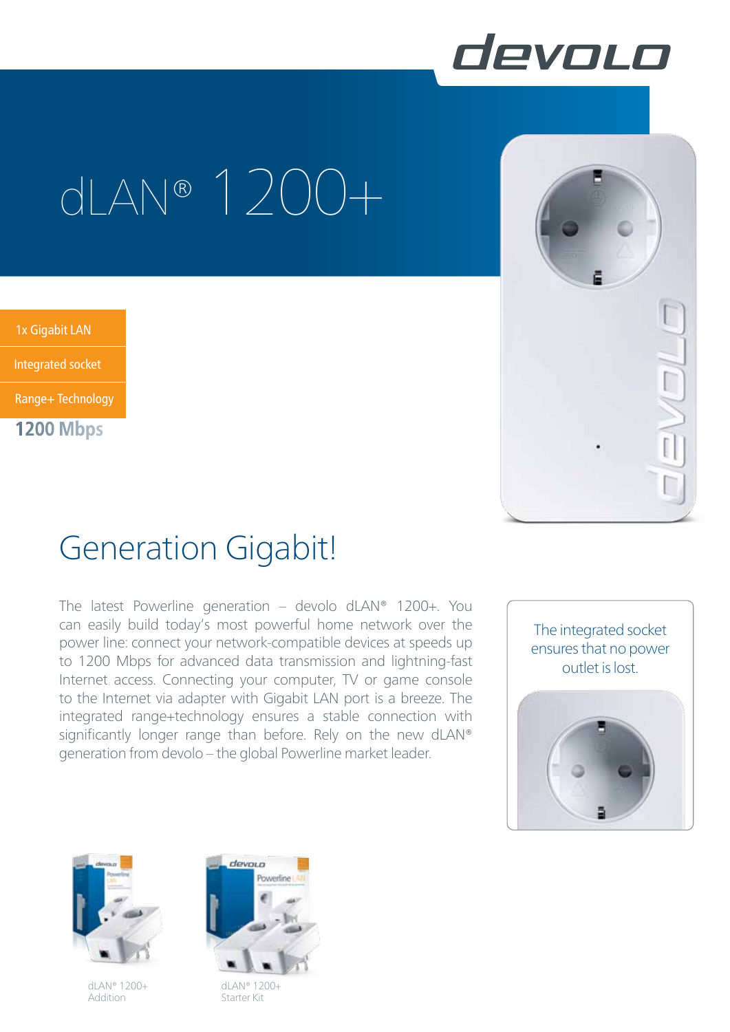devolo

# dLAN® 1200+

- 1x Gigabit LAN
- Integrated socket
- Range+ Technology

**1200 Mbps**

## Generation Gigabit!

The latest Powerline generation – devolo dLAN® 1200+. You can easily build today's most powerful home network over the power line: connect your network-compatible devices at speeds up to 1200 Mbps for advanced data transmission and lightning-fast Internet access. Connecting your computer, TV or game console to the Internet via adapter with Gigabit LAN port is a breeze. The integrated range+technology ensures a stable connection with significantly longer range than before. Rely on the new dLAN® generation from devolo – the global Powerline market leader.

The integrated socket ensures that no power outlet is lost.

dLAN® 1200+ Addition

dLAN® 1200+ Starter Kit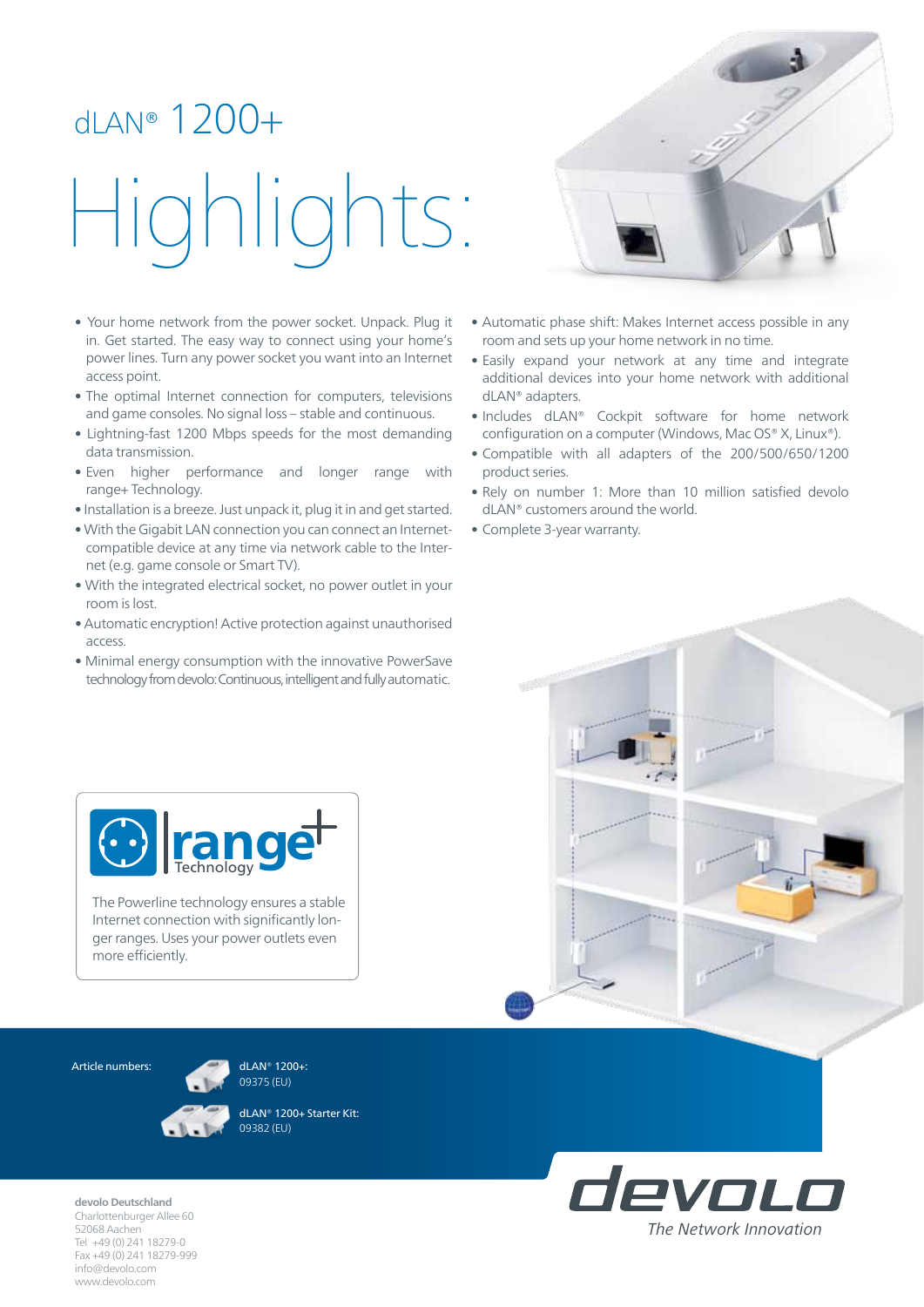# dLAN® 1200+

# Highlights:

- Your home network from the power socket. Unpack. Plug it in. Get started. The easy way to connect using your home's power lines. Turn any power socket you want into an Internet access point.
- The optimal Internet connection for computers, televisions and game consoles. No signal loss – stable and continuous.
- Lightning-fast 1200 Mbps speeds for the most demanding data transmission.
- Even higher performance and longer range with range+ Technology.
- Installation is a breeze. Just unpack it, plug it in and get started.
- With the Gigabit LAN connection you can connect an Internet-compatible device at any time via network cable to the Internet (e.g. game console or Smart TV).
- With the integrated electrical socket, no power outlet in your room is lost.
- Automatic encryption! Active protection against unauthorised access.
- Minimal energy consumption with the innovative PowerSave technology from devolo: Continuous, intelligent and fully automatic.
- Automatic phase shift: Makes Internet access possible in any room and sets up your home network in no time.
- Easily expand your network at any time and integrate additional devices into your home network with additional dLAN® adapters.
- Includes dLAN® Cockpit software for home network configuration on a computer (Windows, Mac OS® X, Linux®).
- Compatible with all adapters of the 200/500/650/1200 product series.
- Rely on number 1: More than 10 million satisfied devolo dLAN® customers around the world.
- Complete 3-year warranty.

range+ Technology

The Powerline technology ensures a stable Internet connection with significantly longer ranges. Uses your power outlets even more efficiently.

Article numbers:

dLAN® 1200+:
09375 (EU)

dLAN® 1200+ Starter Kit:
09382 (EU)

**devolo Deutschland**
Charlottenburger Allee 60
52068 Aachen
Tel +49 (0) 241 18279-0
Fax +49 (0) 241 18279-999
info@devolo.com
www.devolo.com

devolo
*The Network Innovation*